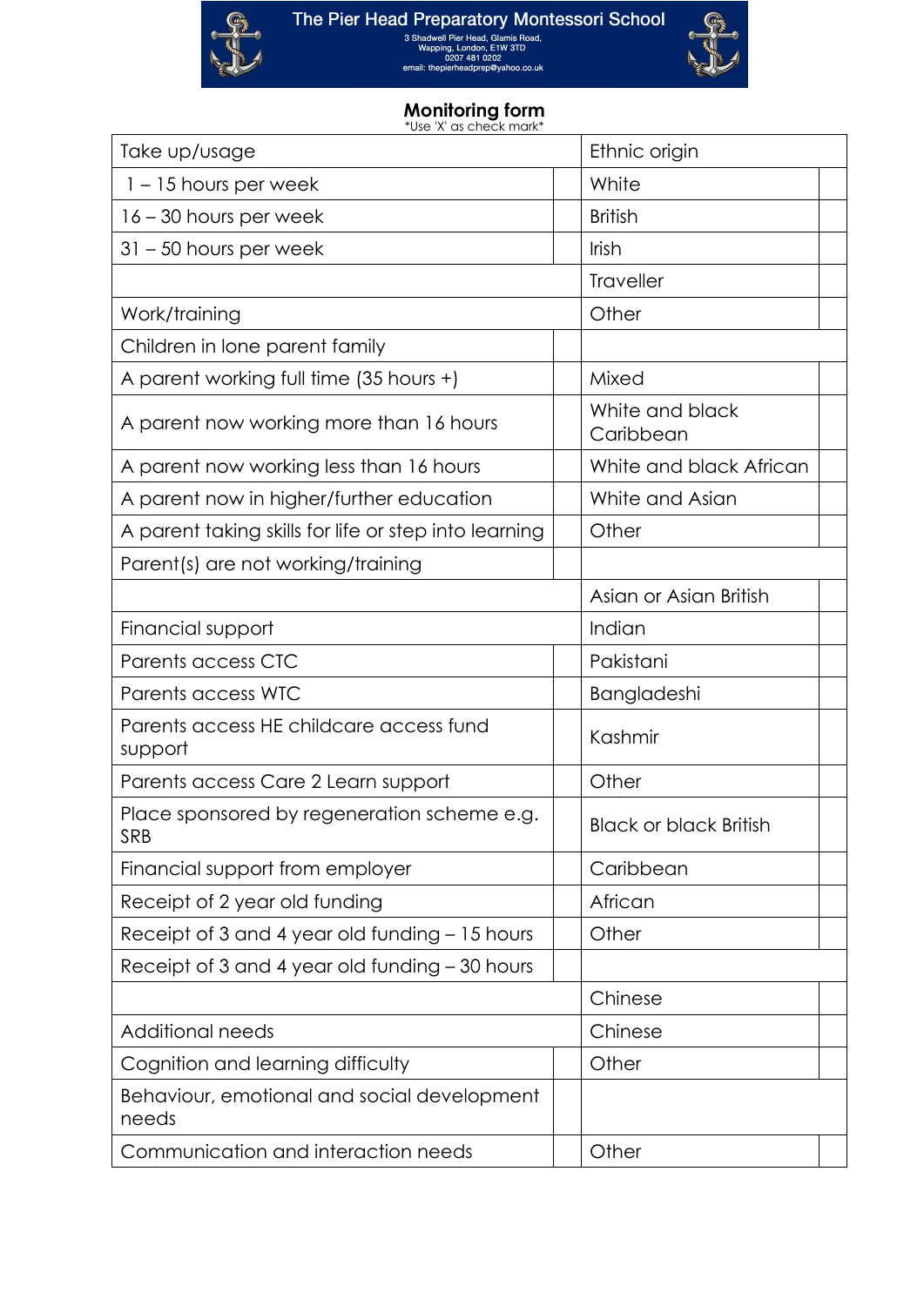# The Pier Head Preparatory Montessori School

3 Shadwell Pier Head, Glamis Road,
Wapping, London, E1W 3TD
0207 481 0202
email: thepierheadprep@yahoo.co.uk

## Monitoring form

*Use 'X' as check mark*

| Take up/usage | | Ethnic origin | |
|---|---|---|---|
| 1 – 15 hours per week | | White | |
| 16 – 30 hours per week | | British | |
| 31 – 50 hours per week | | Irish | |
| | | Traveller | |
| Work/training | | Other | |
| Children in lone parent family | | | |
| A parent working full time (35 hours +) | | Mixed | |
| A parent now working more than 16 hours | | White and black Caribbean | |
| A parent now working less than 16 hours | | White and black African | |
| A parent now in higher/further education | | White and Asian | |
| A parent taking skills for life or step into learning | | Other | |
| Parent(s) are not working/training | | | |
| | | Asian or Asian British | |
| Financial support | | Indian | |
| Parents access CTC | | Pakistani | |
| Parents access WTC | | Bangladeshi | |
| Parents access HE childcare access fund support | | Kashmir | |
| Parents access Care 2 Learn support | | Other | |
| Place sponsored by regeneration scheme e.g. SRB | | Black or black British | |
| Financial support from employer | | Caribbean | |
| Receipt of 2 year old funding | | African | |
| Receipt of 3 and 4 year old funding – 15 hours | | Other | |
| Receipt of 3 and 4 year old funding – 30 hours | | | |
| | | Chinese | |
| Additional needs | | Chinese | |
| Cognition and learning difficulty | | Other | |
| Behaviour, emotional and social development needs | | | |
| Communication and interaction needs | | Other | |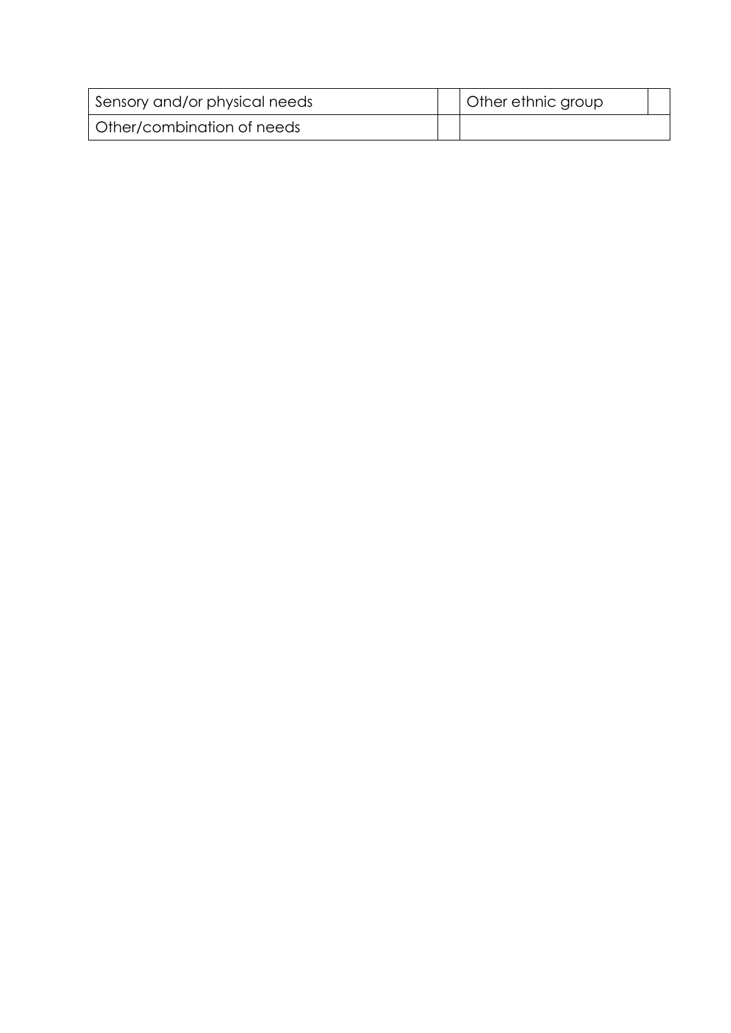| | | | |
|---|---|---|---|
| Sensory and/or physical needs | | Other ethnic group | |
| Other/combination of needs | | | |